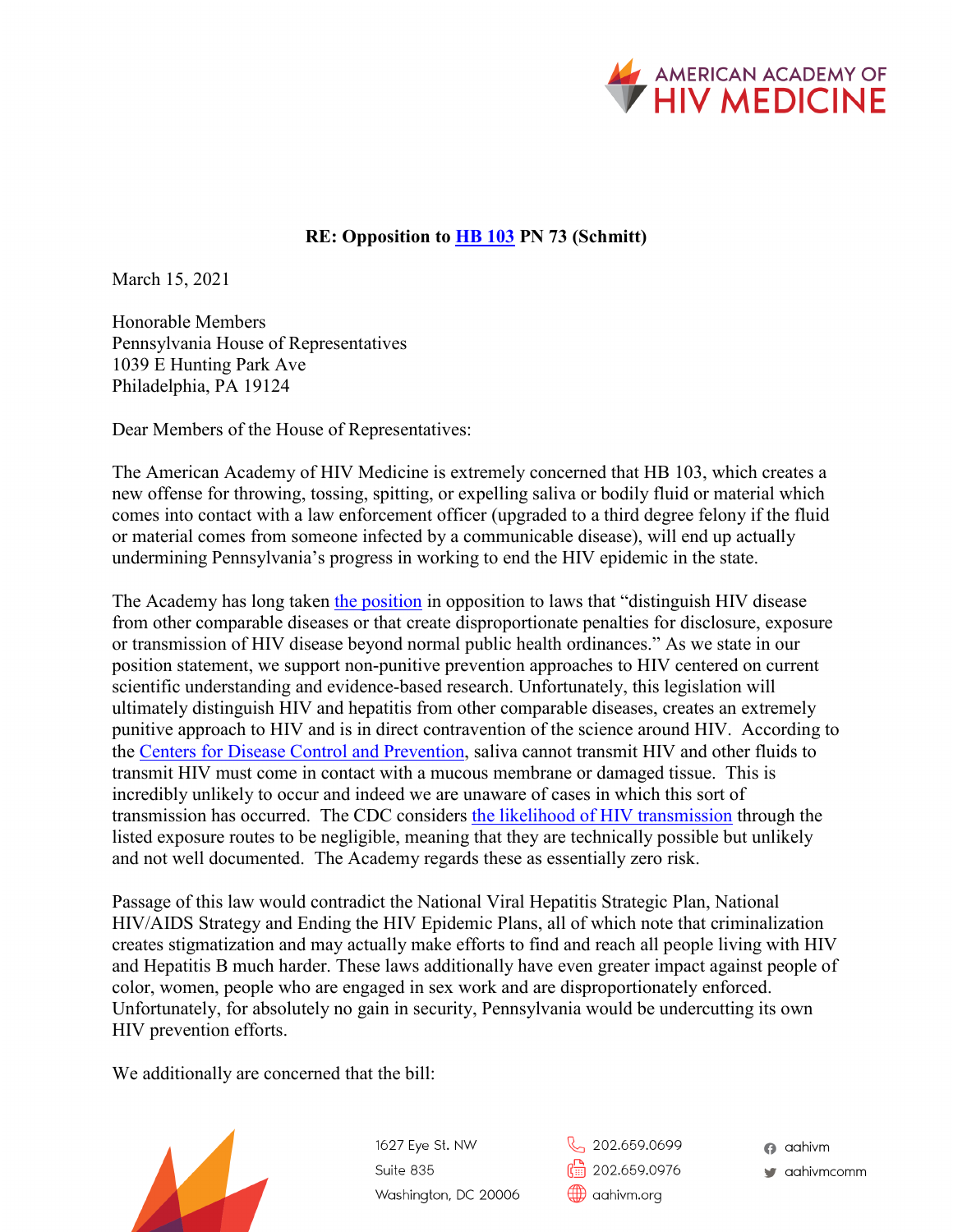**RE: Opposition to [HB 103]() PN 73 (Schmitt)**

March 15, 2021

Honorable Members
Pennsylvania House of Representatives
1039 E Hunting Park Ave
Philadelphia, PA 19124

Dear Members of the House of Representatives:

The American Academy of HIV Medicine is extremely concerned that HB 103, which creates a new offense for throwing, tossing, spitting, or expelling saliva or bodily fluid or material which comes into contact with a law enforcement officer (upgraded to a third degree felony if the fluid or material comes from someone infected by a communicable disease), will end up actually undermining Pennsylvania's progress in working to end the HIV epidemic in the state.

The Academy has long taken [the position]() in opposition to laws that "distinguish HIV disease from other comparable diseases or that create disproportionate penalties for disclosure, exposure or transmission of HIV disease beyond normal public health ordinances." As we state in our position statement, we support non-punitive prevention approaches to HIV centered on current scientific understanding and evidence-based research. Unfortunately, this legislation will ultimately distinguish HIV and hepatitis from other comparable diseases, creates an extremely punitive approach to HIV and is in direct contravention of the science around HIV. According to the [Centers for Disease Control and Prevention](), saliva cannot transmit HIV and other fluids to transmit HIV must come in contact with a mucous membrane or damaged tissue. This is incredibly unlikely to occur and indeed we are unaware of cases in which this sort of transmission has occurred. The CDC considers [the likelihood of HIV transmission]() through the listed exposure routes to be negligible, meaning that they are technically possible but unlikely and not well documented. The Academy regards these as essentially zero risk.

Passage of this law would contradict the National Viral Hepatitis Strategic Plan, National HIV/AIDS Strategy and Ending the HIV Epidemic Plans, all of which note that criminalization creates stigmatization and may actually make efforts to find and reach all people living with HIV and Hepatitis B much harder. These laws additionally have even greater impact against people of color, women, people who are engaged in sex work and are disproportionately enforced. Unfortunately, for absolutely no gain in security, Pennsylvania would be undercutting its own HIV prevention efforts.

We additionally are concerned that the bill: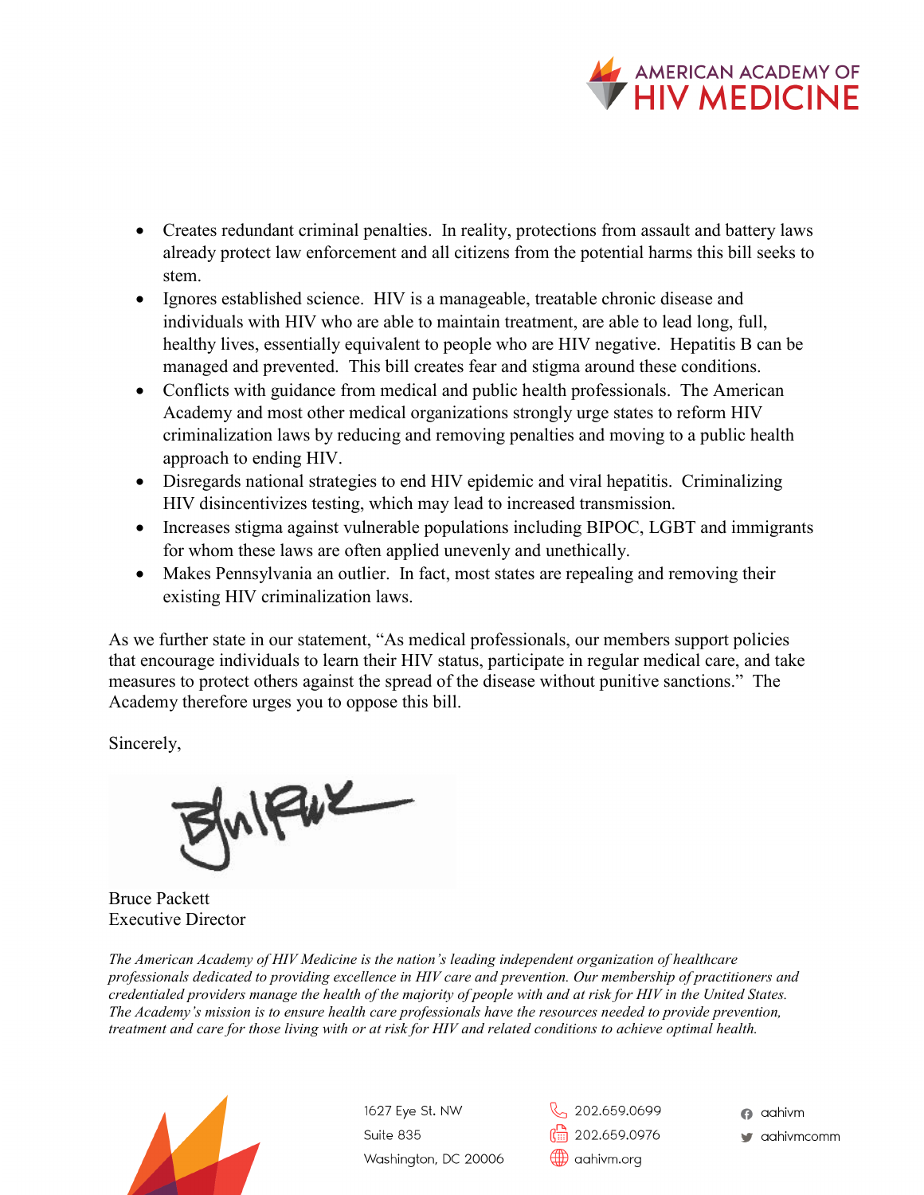- Creates redundant criminal penalties. In reality, protections from assault and battery laws already protect law enforcement and all citizens from the potential harms this bill seeks to stem.
- Ignores established science. HIV is a manageable, treatable chronic disease and individuals with HIV who are able to maintain treatment, are able to lead long, full, healthy lives, essentially equivalent to people who are HIV negative. Hepatitis B can be managed and prevented. This bill creates fear and stigma around these conditions.
- Conflicts with guidance from medical and public health professionals. The American Academy and most other medical organizations strongly urge states to reform HIV criminalization laws by reducing and removing penalties and moving to a public health approach to ending HIV.
- Disregards national strategies to end HIV epidemic and viral hepatitis. Criminalizing HIV disincentivizes testing, which may lead to increased transmission.
- Increases stigma against vulnerable populations including BIPOC, LGBT and immigrants for whom these laws are often applied unevenly and unethically.
- Makes Pennsylvania an outlier. In fact, most states are repealing and removing their existing HIV criminalization laws.

As we further state in our statement, "As medical professionals, our members support policies that encourage individuals to learn their HIV status, participate in regular medical care, and take measures to protect others against the spread of the disease without punitive sanctions." The Academy therefore urges you to oppose this bill.

Sincerely,

Bruce Packett
Executive Director

*The American Academy of HIV Medicine is the nation's leading independent organization of healthcare professionals dedicated to providing excellence in HIV care and prevention. Our membership of practitioners and credentialed providers manage the health of the majority of people with and at risk for HIV in the United States. The Academy's mission is to ensure health care professionals have the resources needed to provide prevention, treatment and care for those living with or at risk for HIV and related conditions to achieve optimal health.*

1627 Eye St. NW
Suite 835
Washington, DC 20006

202.659.0699
202.659.0976
aahivm.org

aahivm
aahivmcomm